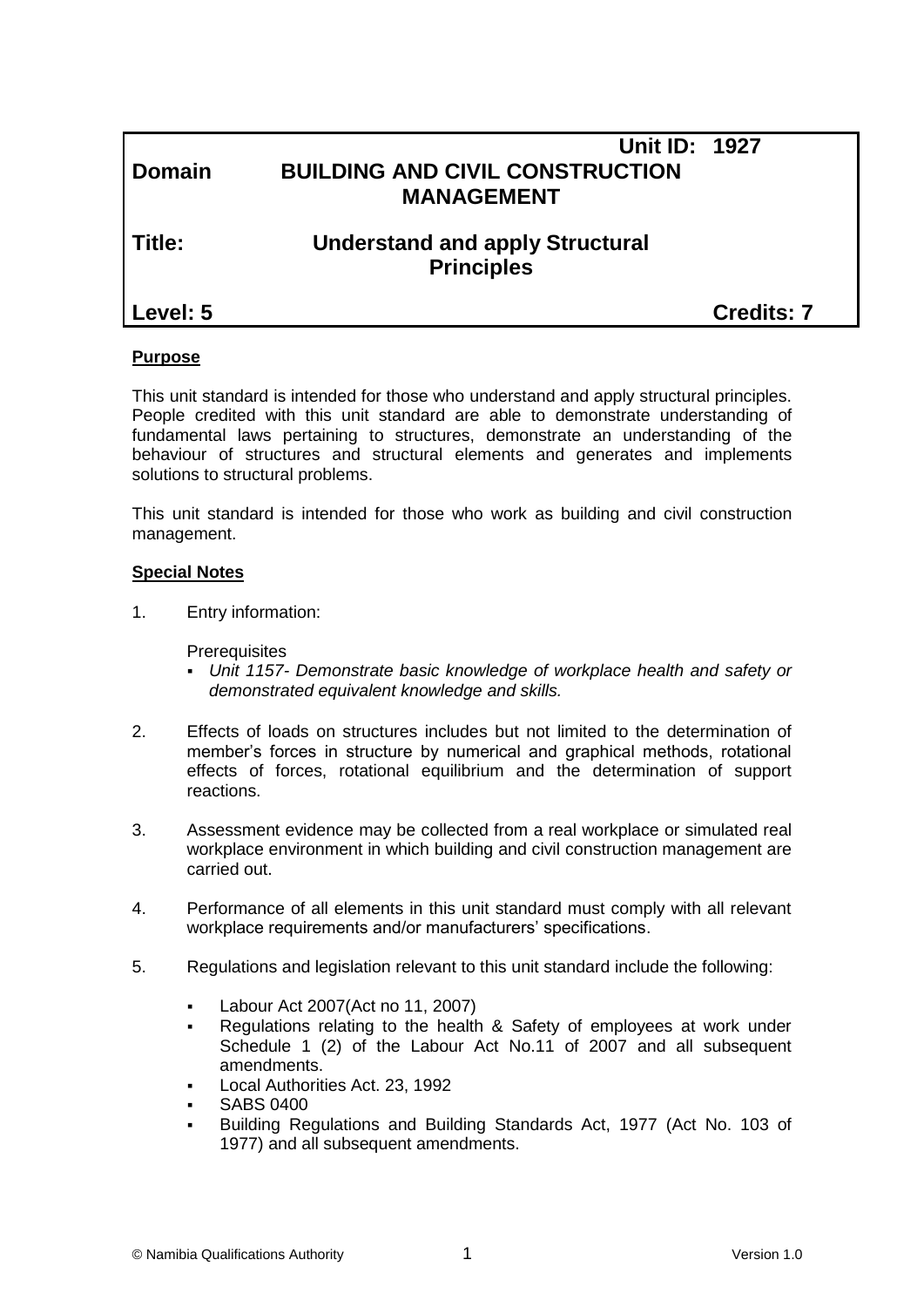| | | |
|---|---|---|
| | | **Unit ID: 1927** |
| **Domain** | **BUILDING AND CIVIL CONSTRUCTION MANAGEMENT** | |
| **Title:** | **Understand and apply Structural Principles** | |
| **Level: 5** | | **Credits: 7** |

**Purpose**

This unit standard is intended for those who understand and apply structural principles. People credited with this unit standard are able to demonstrate understanding of fundamental laws pertaining to structures, demonstrate an understanding of the behaviour of structures and structural elements and generates and implements solutions to structural problems.

This unit standard is intended for those who work as building and civil construction management.

**Special Notes**

1. Entry information:

   Prerequisites
   - *Unit 1157- Demonstrate basic knowledge of workplace health and safety or demonstrated equivalent knowledge and skills.*

2. Effects of loads on structures includes but not limited to the determination of member's forces in structure by numerical and graphical methods, rotational effects of forces, rotational equilibrium and the determination of support reactions.

3. Assessment evidence may be collected from a real workplace or simulated real workplace environment in which building and civil construction management are carried out.

4. Performance of all elements in this unit standard must comply with all relevant workplace requirements and/or manufacturers' specifications.

5. Regulations and legislation relevant to this unit standard include the following:

   - Labour Act 2007(Act no 11, 2007)
   - Regulations relating to the health & Safety of employees at work under Schedule 1 (2) of the Labour Act No.11 of 2007 and all subsequent amendments.
   - Local Authorities Act. 23, 1992
   - SABS 0400
   - Building Regulations and Building Standards Act, 1977 (Act No. 103 of 1977) and all subsequent amendments.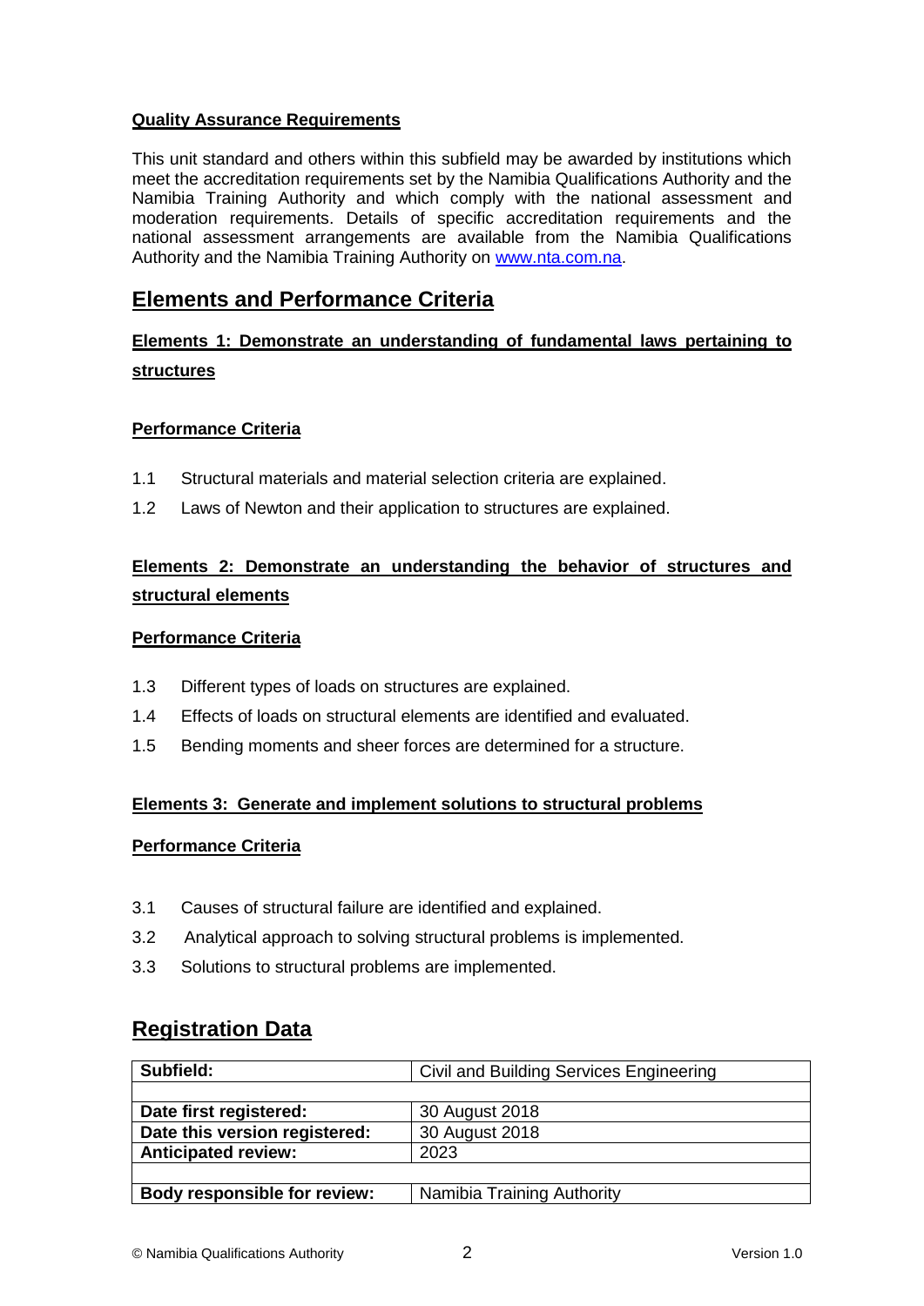**Quality Assurance Requirements**

This unit standard and others within this subfield may be awarded by institutions which meet the accreditation requirements set by the Namibia Qualifications Authority and the Namibia Training Authority and which comply with the national assessment and moderation requirements. Details of specific accreditation requirements and the national assessment arrangements are available from the Namibia Qualifications Authority and the Namibia Training Authority on www.nta.com.na.

## Elements and Performance Criteria

**Elements 1: Demonstrate an understanding of fundamental laws pertaining to structures**

**Performance Criteria**

1.1 Structural materials and material selection criteria are explained.

1.2 Laws of Newton and their application to structures are explained.

**Elements 2: Demonstrate an understanding the behavior of structures and structural elements**

**Performance Criteria**

1.3 Different types of loads on structures are explained.

1.4 Effects of loads on structural elements are identified and evaluated.

1.5 Bending moments and sheer forces are determined for a structure.

**Elements 3: Generate and implement solutions to structural problems**

**Performance Criteria**

3.1 Causes of structural failure are identified and explained.

3.2 Analytical approach to solving structural problems is implemented.

3.3 Solutions to structural problems are implemented.

## Registration Data

| | |
|---|---|
| **Subfield:** | Civil and Building Services Engineering |
| | |
| **Date first registered:** | 30 August 2018 |
| **Date this version registered:** | 30 August 2018 |
| **Anticipated review:** | 2023 |
| | |
| **Body responsible for review:** | Namibia Training Authority |